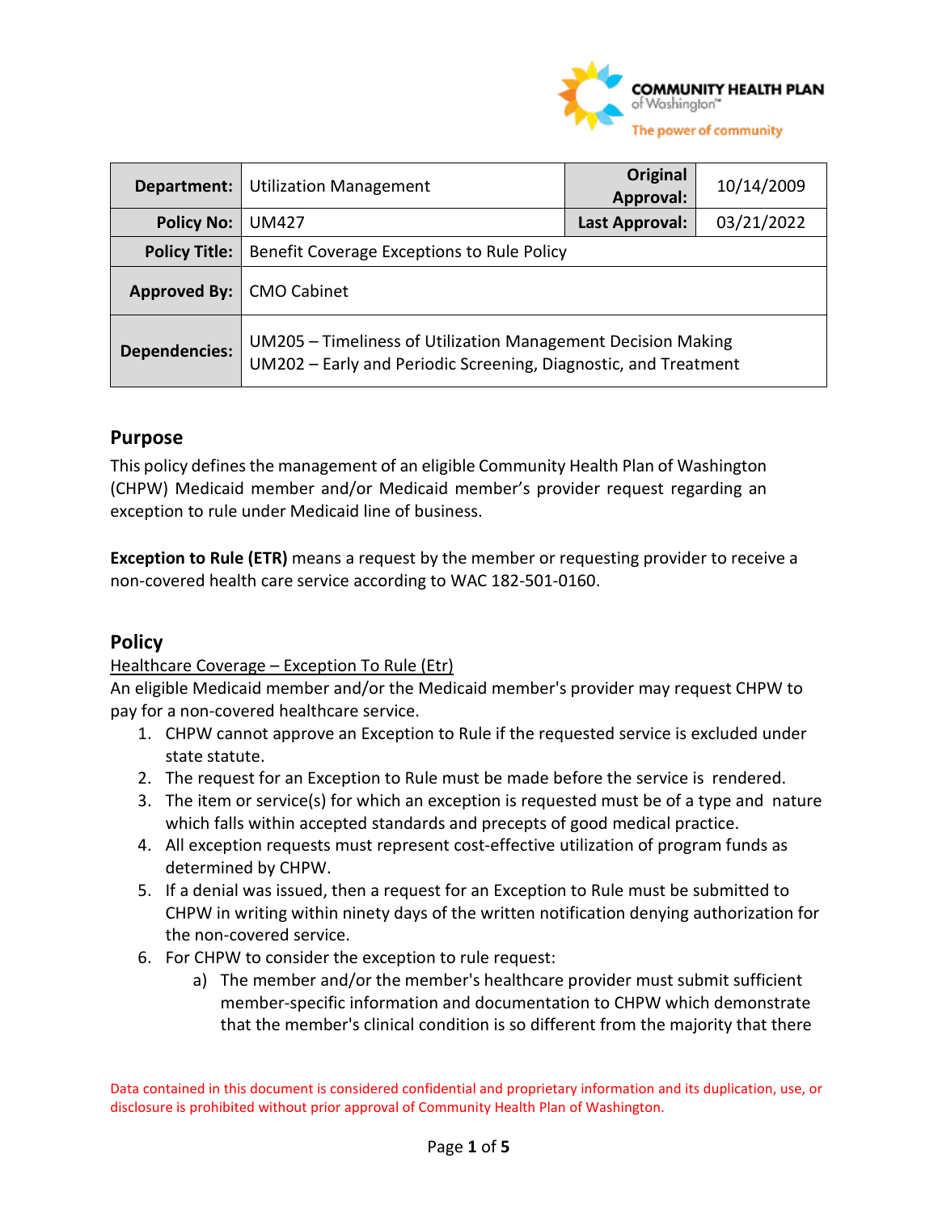| Department: | Utilization Management | Original Approval: | 10/14/2009 |
|---|---|---|---|
| Policy No: | UM427 | Last Approval: | 03/21/2022 |
| Policy Title: | Benefit Coverage Exceptions to Rule Policy | | |
| Approved By: | CMO Cabinet | | |
| Dependencies: | UM205 – Timeliness of Utilization Management Decision Making<br>UM202 – Early and Periodic Screening, Diagnostic, and Treatment | | |

## Purpose

This policy defines the management of an eligible Community Health Plan of Washington (CHPW) Medicaid member and/or Medicaid member's provider request regarding an exception to rule under Medicaid line of business.

**Exception to Rule (ETR)** means a request by the member or requesting provider to receive a non-covered health care service according to WAC 182-501-0160.

## Policy

Healthcare Coverage – Exception To Rule (Etr)

An eligible Medicaid member and/or the Medicaid member's provider may request CHPW to pay for a non-covered healthcare service.

1. CHPW cannot approve an Exception to Rule if the requested service is excluded under state statute.
2. The request for an Exception to Rule must be made before the service is rendered.
3. The item or service(s) for which an exception is requested must be of a type and nature which falls within accepted standards and precepts of good medical practice.
4. All exception requests must represent cost-effective utilization of program funds as determined by CHPW.
5. If a denial was issued, then a request for an Exception to Rule must be submitted to CHPW in writing within ninety days of the written notification denying authorization for the non-covered service.
6. For CHPW to consider the exception to rule request:
   a) The member and/or the member's healthcare provider must submit sufficient member-specific information and documentation to CHPW which demonstrate that the member's clinical condition is so different from the majority that there

Data contained in this document is considered confidential and proprietary information and its duplication, use, or disclosure is prohibited without prior approval of Community Health Plan of Washington.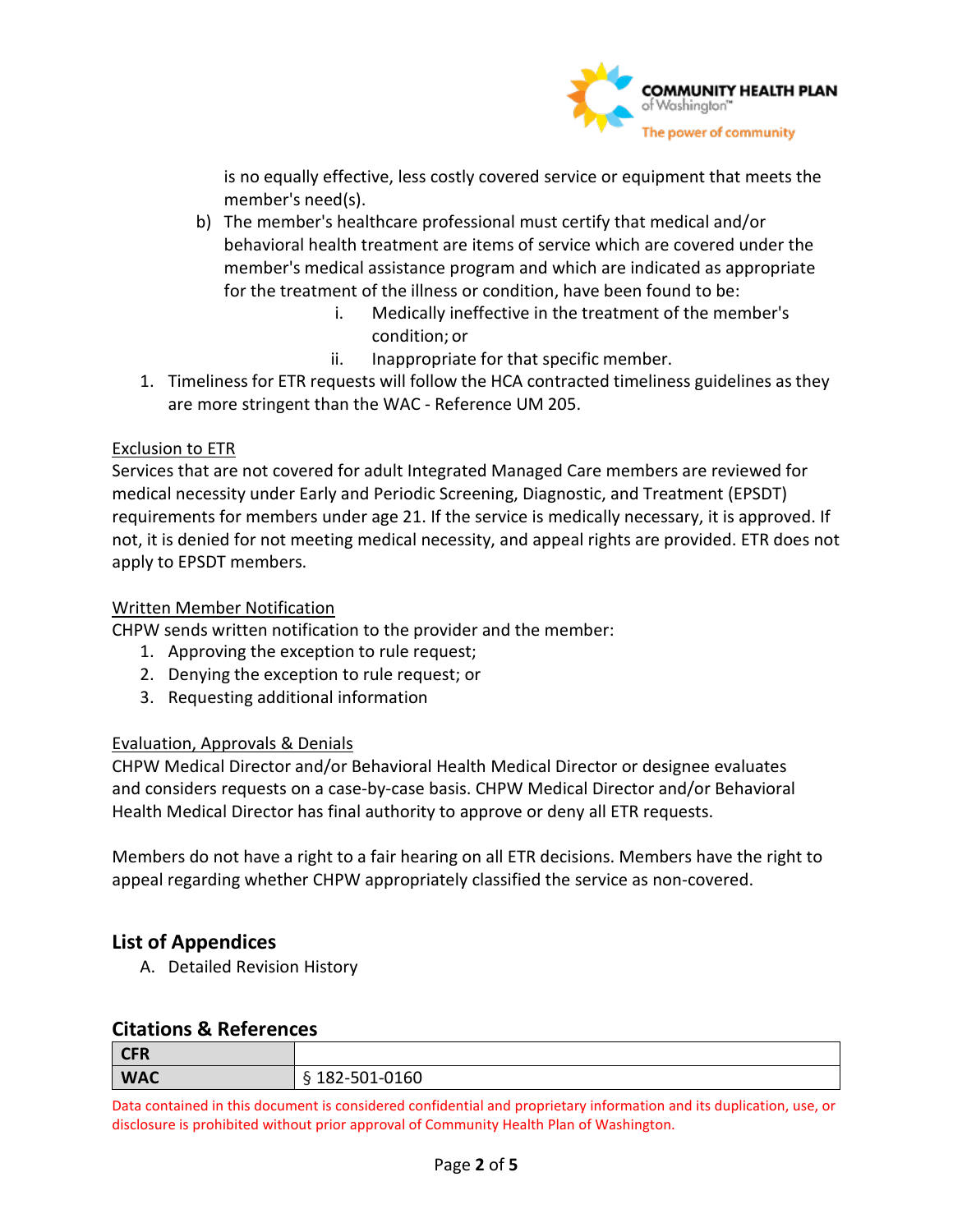is no equally effective, less costly covered service or equipment that meets the member's need(s).

b) The member's healthcare professional must certify that medical and/or behavioral health treatment are items of service which are covered under the member's medical assistance program and which are indicated as appropriate for the treatment of the illness or condition, have been found to be:
   i. Medically ineffective in the treatment of the member's condition; or
   ii. Inappropriate for that specific member.

1. Timeliness for ETR requests will follow the HCA contracted timeliness guidelines as they are more stringent than the WAC - Reference UM 205.

Exclusion to ETR

Services that are not covered for adult Integrated Managed Care members are reviewed for medical necessity under Early and Periodic Screening, Diagnostic, and Treatment (EPSDT) requirements for members under age 21. If the service is medically necessary, it is approved. If not, it is denied for not meeting medical necessity, and appeal rights are provided. ETR does not apply to EPSDT members.

Written Member Notification

CHPW sends written notification to the provider and the member:

1. Approving the exception to rule request;
2. Denying the exception to rule request; or
3. Requesting additional information

Evaluation, Approvals & Denials

CHPW Medical Director and/or Behavioral Health Medical Director or designee evaluates and considers requests on a case-by-case basis. CHPW Medical Director and/or Behavioral Health Medical Director has final authority to approve or deny all ETR requests.

Members do not have a right to a fair hearing on all ETR decisions. Members have the right to appeal regarding whether CHPW appropriately classified the service as non-covered.

## List of Appendices

A. Detailed Revision History

## Citations & References

| | |
|---|---|
| **CFR** | |
| **WAC** | § 182-501-0160 |

Data contained in this document is considered confidential and proprietary information and its duplication, use, or disclosure is prohibited without prior approval of Community Health Plan of Washington.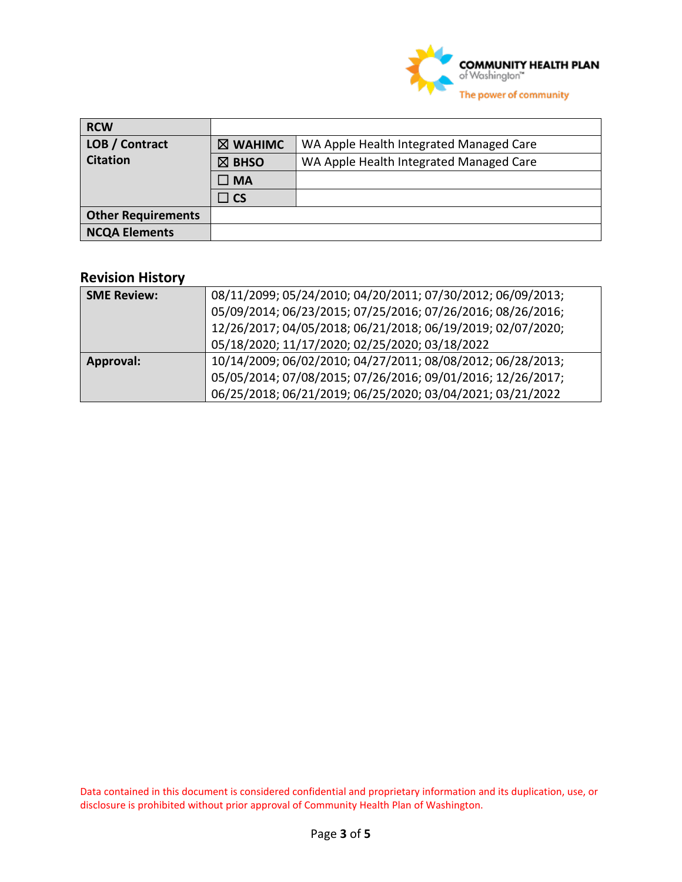| RCW | | |
|---|---|---|
| LOB / Contract Citation | ☒ WAHIMC | WA Apple Health Integrated Managed Care |
| | ☒ BHSO | WA Apple Health Integrated Managed Care |
| | ☐ MA | |
| | ☐ CS | |
| Other Requirements | | |
| NCQA Elements | | |

## Revision History

| SME Review: | 08/11/2099; 05/24/2010; 04/20/2011; 07/30/2012; 06/09/2013; 05/09/2014; 06/23/2015; 07/25/2016; 07/26/2016; 08/26/2016; 12/26/2017; 04/05/2018; 06/21/2018; 06/19/2019; 02/07/2020; 05/18/2020; 11/17/2020; 02/25/2020; 03/18/2022 |
|---|---|
| Approval: | 10/14/2009; 06/02/2010; 04/27/2011; 08/08/2012; 06/28/2013; 05/05/2014; 07/08/2015; 07/26/2016; 09/01/2016; 12/26/2017; 06/25/2018; 06/21/2019; 06/25/2020; 03/04/2021; 03/21/2022 |

Data contained in this document is considered confidential and proprietary information and its duplication, use, or disclosure is prohibited without prior approval of Community Health Plan of Washington.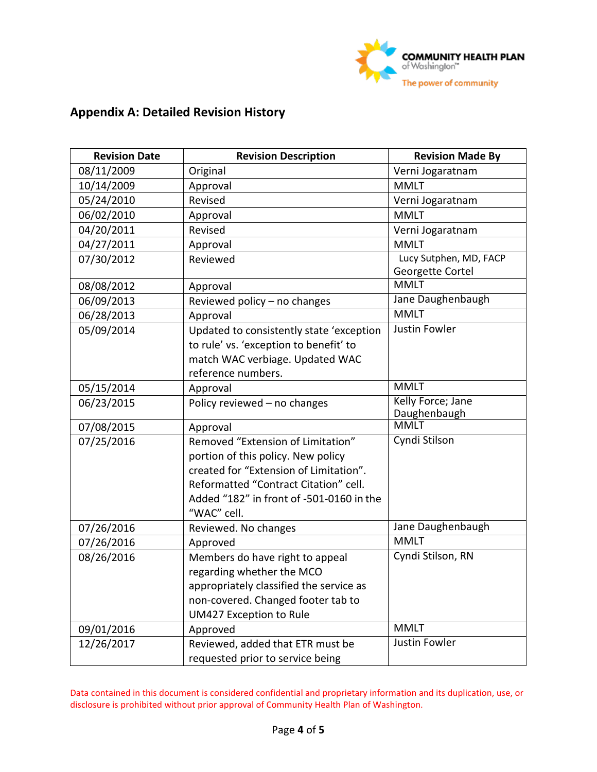## Appendix A: Detailed Revision History

| Revision Date | Revision Description | Revision Made By |
|---|---|---|
| 08/11/2009 | Original | Verni Jogaratnam |
| 10/14/2009 | Approval | MMLT |
| 05/24/2010 | Revised | Verni Jogaratnam |
| 06/02/2010 | Approval | MMLT |
| 04/20/2011 | Revised | Verni Jogaratnam |
| 04/27/2011 | Approval | MMLT |
| 07/30/2012 | Reviewed | Lucy Sutphen, MD, FACP Georgette Cortel |
| 08/08/2012 | Approval | MMLT |
| 06/09/2013 | Reviewed policy – no changes | Jane Daughenbaugh |
| 06/28/2013 | Approval | MMLT |
| 05/09/2014 | Updated to consistently state 'exception to rule' vs. 'exception to benefit' to match WAC verbiage. Updated WAC reference numbers. | Justin Fowler |
| 05/15/2014 | Approval | MMLT |
| 06/23/2015 | Policy reviewed – no changes | Kelly Force; Jane Daughenbaugh |
| 07/08/2015 | Approval | MMLT |
| 07/25/2016 | Removed "Extension of Limitation" portion of this policy. New policy created for "Extension of Limitation". Reformatted "Contract Citation" cell. Added "182" in front of -501-0160 in the "WAC" cell. | Cyndi Stilson |
| 07/26/2016 | Reviewed. No changes | Jane Daughenbaugh |
| 07/26/2016 | Approved | MMLT |
| 08/26/2016 | Members do have right to appeal regarding whether the MCO appropriately classified the service as non-covered. Changed footer tab to UM427 Exception to Rule | Cyndi Stilson, RN |
| 09/01/2016 | Approved | MMLT |
| 12/26/2017 | Reviewed, added that ETR must be requested prior to service being | Justin Fowler |

Data contained in this document is considered confidential and proprietary information and its duplication, use, or disclosure is prohibited without prior approval of Community Health Plan of Washington.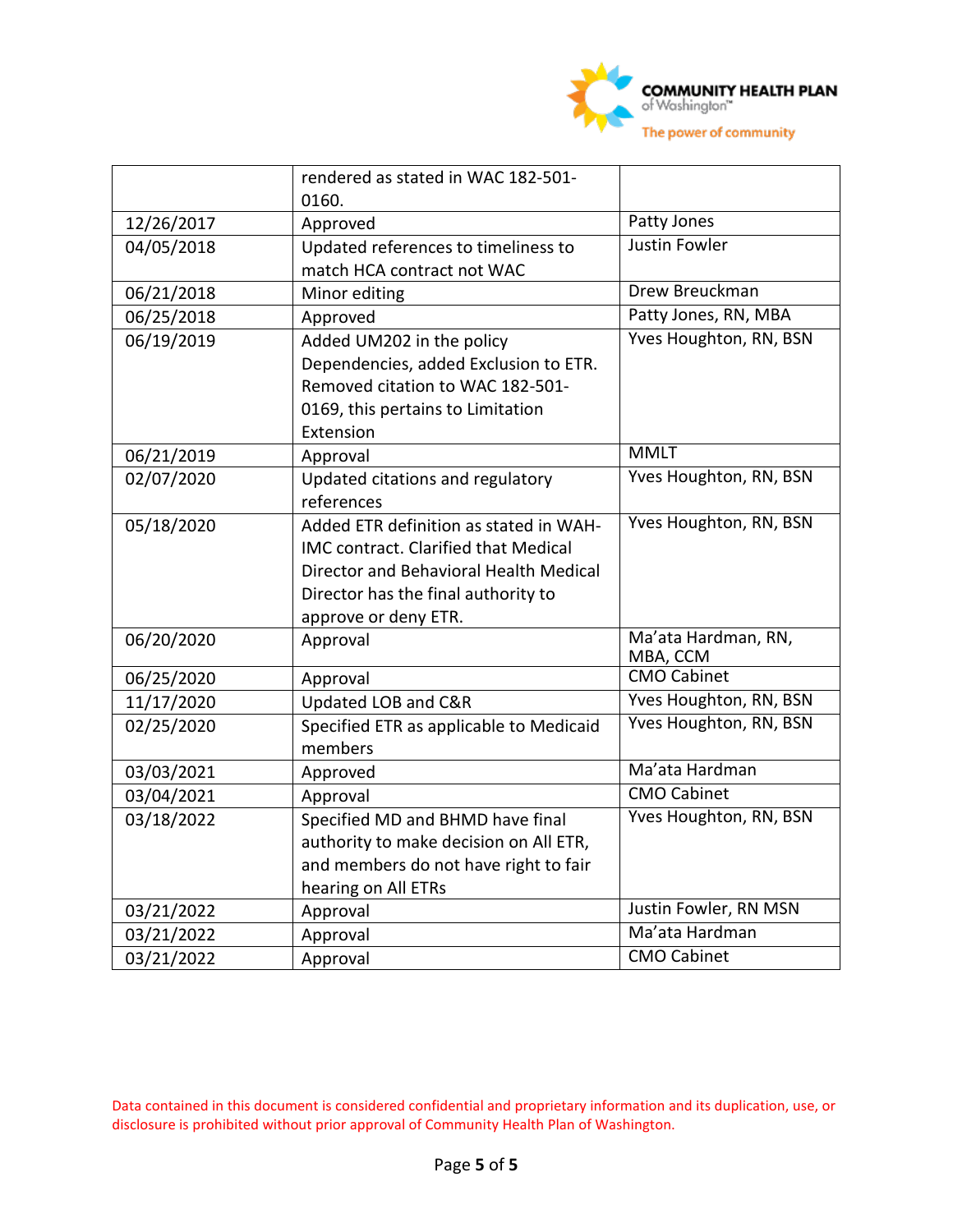| | | |
|---|---|---|
| | rendered as stated in WAC 182-501-0160. | |
| 12/26/2017 | Approved | Patty Jones |
| 04/05/2018 | Updated references to timeliness to match HCA contract not WAC | Justin Fowler |
| 06/21/2018 | Minor editing | Drew Breuckman |
| 06/25/2018 | Approved | Patty Jones, RN, MBA |
| 06/19/2019 | Added UM202 in the policy Dependencies, added Exclusion to ETR. Removed citation to WAC 182-501-0169, this pertains to Limitation Extension | Yves Houghton, RN, BSN |
| 06/21/2019 | Approval | MMLT |
| 02/07/2020 | Updated citations and regulatory references | Yves Houghton, RN, BSN |
| 05/18/2020 | Added ETR definition as stated in WAH-IMC contract. Clarified that Medical Director and Behavioral Health Medical Director has the final authority to approve or deny ETR. | Yves Houghton, RN, BSN |
| 06/20/2020 | Approval | Ma'ata Hardman, RN, MBA, CCM |
| 06/25/2020 | Approval | CMO Cabinet |
| 11/17/2020 | Updated LOB and C&R | Yves Houghton, RN, BSN |
| 02/25/2020 | Specified ETR as applicable to Medicaid members | Yves Houghton, RN, BSN |
| 03/03/2021 | Approved | Ma'ata Hardman |
| 03/04/2021 | Approval | CMO Cabinet |
| 03/18/2022 | Specified MD and BHMD have final authority to make decision on All ETR, and members do not have right to fair hearing on All ETRs | Yves Houghton, RN, BSN |
| 03/21/2022 | Approval | Justin Fowler, RN MSN |
| 03/21/2022 | Approval | Ma'ata Hardman |
| 03/21/2022 | Approval | CMO Cabinet |

Data contained in this document is considered confidential and proprietary information and its duplication, use, or disclosure is prohibited without prior approval of Community Health Plan of Washington.